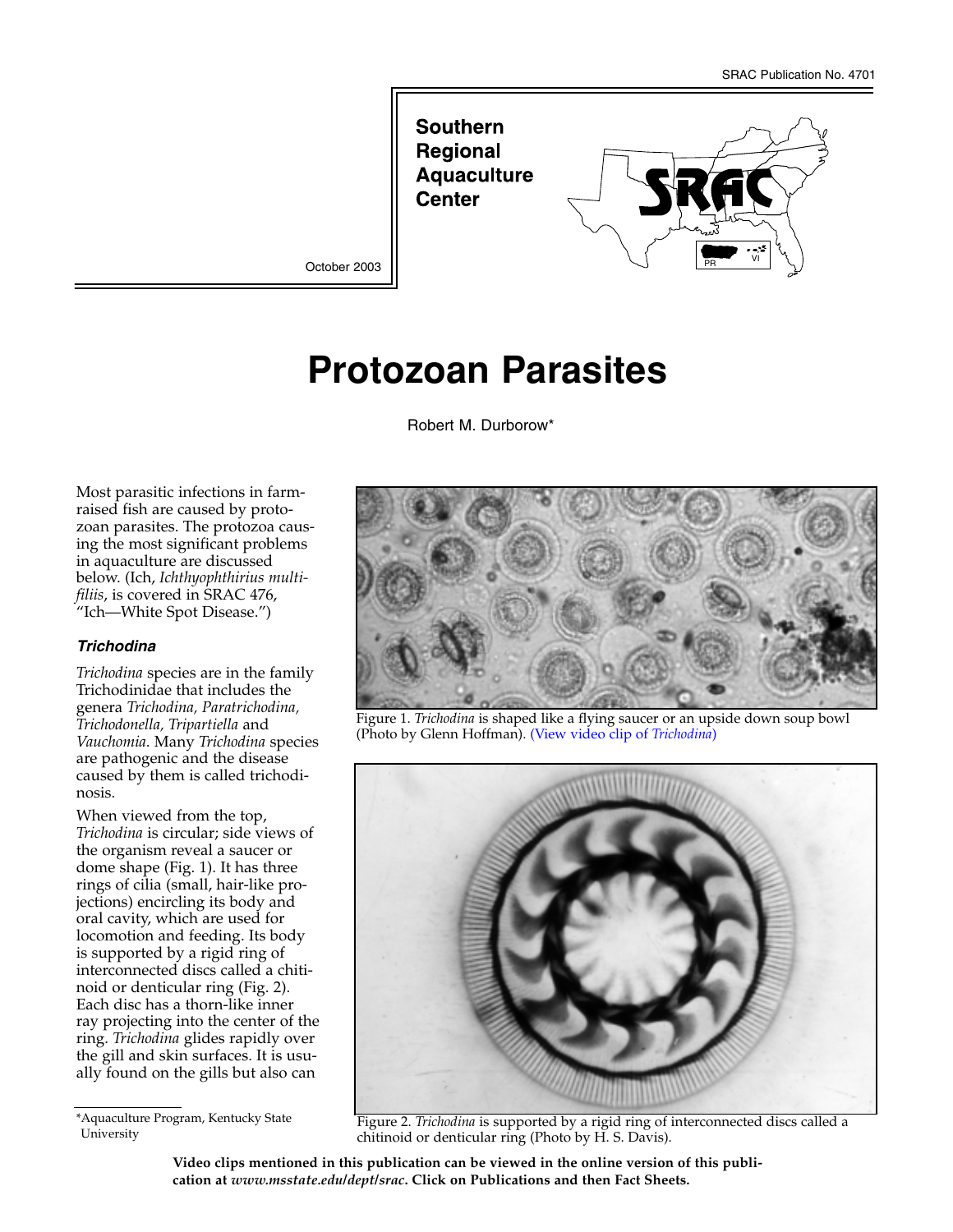SRAC Publication No. 4701

**Southern Regional Aquaculture Center**

October 2003

# Protozoan Parasites

Robert M. Durborow*

Most parasitic infections in farm-raised fish are caused by protozoan parasites. The protozoa causing the most significant problems in aquaculture are discussed below. (Ich, *Ichthyophthirius multifiliis*, is covered in SRAC 476, "Ich—White Spot Disease.")

### *Trichodina*

*Trichodina* species are in the family Trichodinidae that includes the genera *Trichodina, Paratrichodina, Trichodonella, Tripartiella* and *Vauchomia*. Many *Trichodina* species are pathogenic and the disease caused by them is called trichodinosis.

When viewed from the top, *Trichodina* is circular; side views of the organism reveal a saucer or dome shape (Fig. 1). It has three rings of cilia (small, hair-like projections) encircling its body and oral cavity, which are used for locomotion and feeding. Its body is supported by a rigid ring of interconnected discs called a chitinoid or denticular ring (Fig. 2). Each disc has a thorn-like inner ray projecting into the center of the ring. *Trichodina* glides rapidly over the gill and skin surfaces. It is usually found on the gills but also can

Figure 1. *Trichodina* is shaped like a flying saucer or an upside down soup bowl (Photo by Glenn Hoffman). (View video clip of *Trichodina*)

Figure 2. *Trichodina* is supported by a rigid ring of interconnected discs called a chitinoid or denticular ring (Photo by H. S. Davis).

*Aquaculture Program, Kentucky State University

**Video clips mentioned in this publication can be viewed in the online version of this publication at *www.msstate.edu/dept/srac*. Click on Publications and then Fact Sheets.**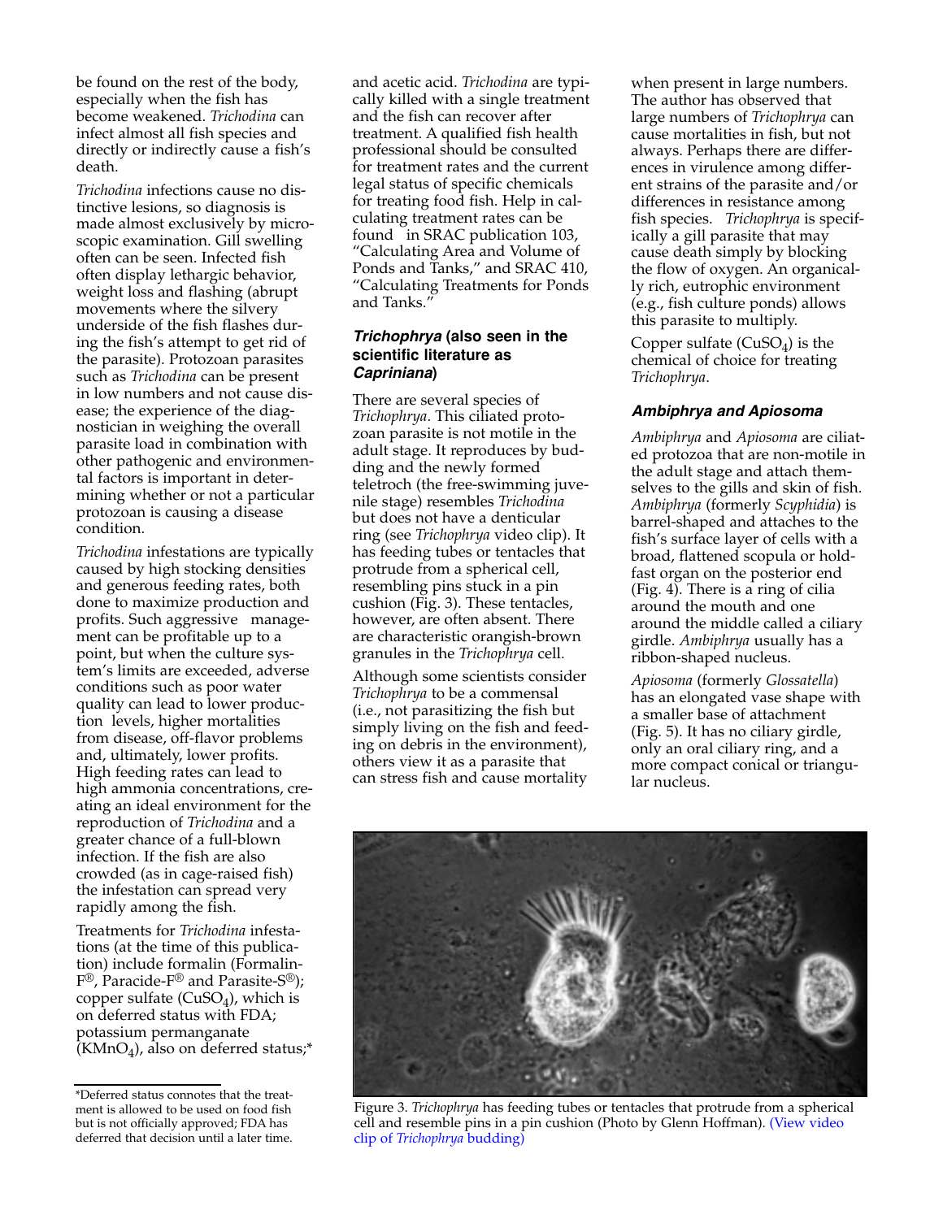be found on the rest of the body, especially when the fish has become weakened. *Trichodina* can infect almost all fish species and directly or indirectly cause a fish's death.

*Trichodina* infections cause no distinctive lesions, so diagnosis is made almost exclusively by microscopic examination. Gill swelling often can be seen. Infected fish often display lethargic behavior, weight loss and flashing (abrupt movements where the silvery underside of the fish flashes during the fish's attempt to get rid of the parasite). Protozoan parasites such as *Trichodina* can be present in low numbers and not cause disease; the experience of the diagnostician in weighing the overall parasite load in combination with other pathogenic and environmental factors is important in determining whether or not a particular protozoan is causing a disease condition.

*Trichodina* infestations are typically caused by high stocking densities and generous feeding rates, both done to maximize production and profits. Such aggressive management can be profitable up to a point, but when the culture system's limits are exceeded, adverse conditions such as poor water quality can lead to lower production levels, higher mortalities from disease, off-flavor problems and, ultimately, lower profits. High feeding rates can lead to high ammonia concentrations, creating an ideal environment for the reproduction of *Trichodina* and a greater chance of a full-blown infection. If the fish are also crowded (as in cage-raised fish) the infestation can spread very rapidly among the fish.

Treatments for *Trichodina* infestations (at the time of this publication) include formalin (Formalin-F®, Paracide-F® and Parasite-S®); copper sulfate ($CuSO_4$), which is on deferred status with FDA; potassium permanganate ($KMnO_4$), also on deferred status;* and acetic acid. *Trichodina* are typically killed with a single treatment and the fish can recover after treatment. A qualified fish health professional should be consulted for treatment rates and the current legal status of specific chemicals for treating food fish. Help in calculating treatment rates can be found in SRAC publication 103, "Calculating Area and Volume of Ponds and Tanks," and SRAC 410, "Calculating Treatments for Ponds and Tanks."

*Deferred status connotes that the treatment is allowed to be used on food fish but is not officially approved; FDA has deferred that decision until a later time.

### *Trichophrya* (also seen in the scientific literature as *Capriniana*)

There are several species of *Trichophrya*. This ciliated protozoan parasite is not motile in the adult stage. It reproduces by budding and the newly formed teletroch (the free-swimming juvenile stage) resembles *Trichodina* but does not have a denticular ring (see *Trichophrya* video clip). It has feeding tubes or tentacles that protrude from a spherical cell, resembling pins stuck in a pin cushion (Fig. 3). These tentacles, however, are often absent. There are characteristic orangish-brown granules in the *Trichophrya* cell.

Although some scientists consider *Trichophrya* to be a commensal (i.e., not parasitizing the fish but simply living on the fish and feeding on debris in the environment), others view it as a parasite that can stress fish and cause mortality when present in large numbers. The author has observed that large numbers of *Trichophrya* can cause mortalities in fish, but not always. Perhaps there are differences in virulence among different strains of the parasite and/or differences in resistance among fish species. *Trichophrya* is specifically a gill parasite that may cause death simply by blocking the flow of oxygen. An organically rich, eutrophic environment (e.g., fish culture ponds) allows this parasite to multiply.

Copper sulfate ($CuSO_4$) is the chemical of choice for treating *Trichophrya*.

### *Ambiphrya and Apiosoma*

*Ambiphrya* and *Apiosoma* are ciliated protozoa that are non-motile in the adult stage and attach themselves to the gills and skin of fish. *Ambiphrya* (formerly *Scyphidia*) is barrel-shaped and attaches to the fish's surface layer of cells with a broad, flattened scopula or holdfast organ on the posterior end (Fig. 4). There is a ring of cilia around the mouth and one around the middle called a ciliary girdle. *Ambiphrya* usually has a ribbon-shaped nucleus.

*Apiosoma* (formerly *Glossatella*) has an elongated vase shape with a smaller base of attachment (Fig. 5). It has no ciliary girdle, only an oral ciliary ring, and a more compact conical or triangular nucleus.

Figure 3. *Trichophrya* has feeding tubes or tentacles that protrude from a spherical cell and resemble pins in a pin cushion (Photo by Glenn Hoffman). (View video clip of *Trichophrya* budding)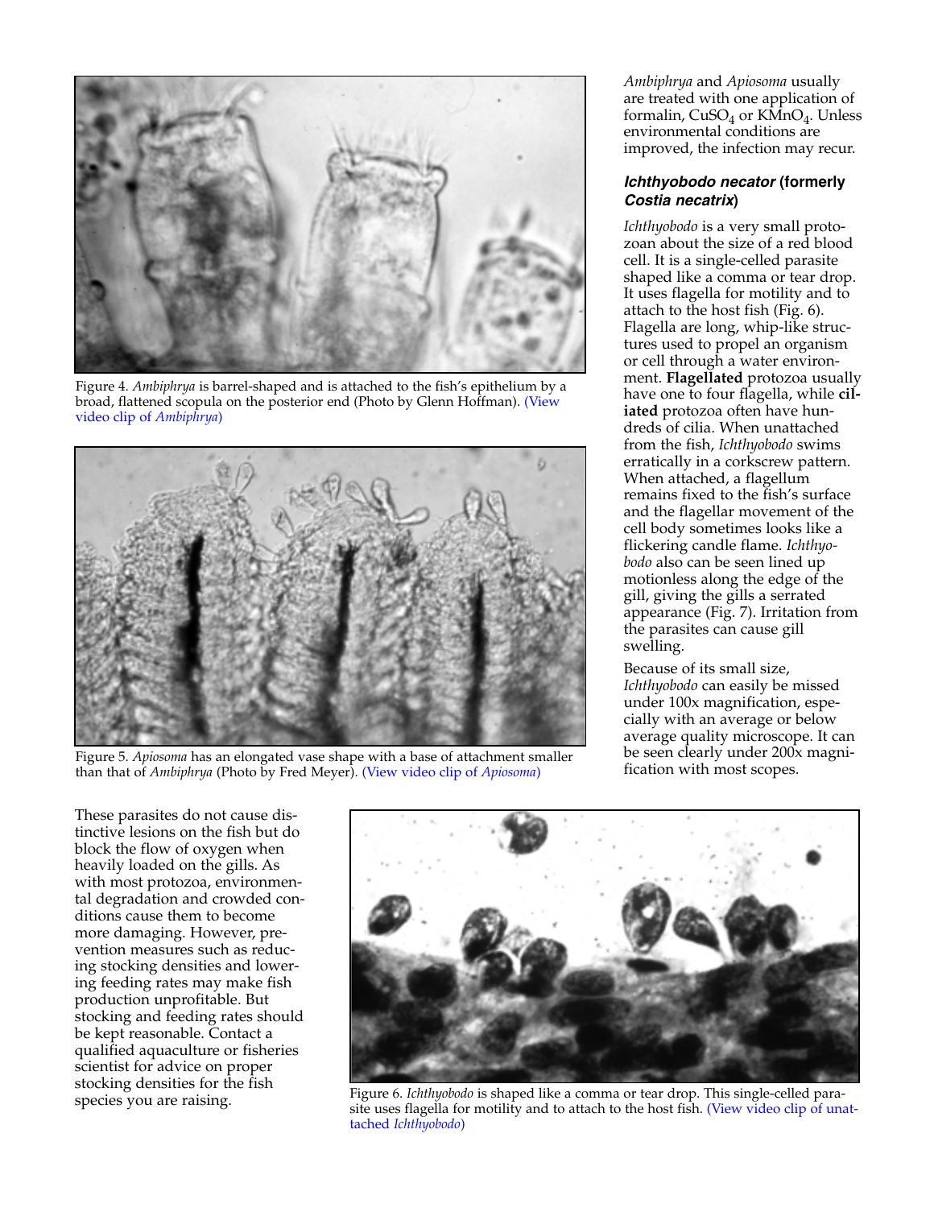Figure 4. *Ambiphrya* is barrel-shaped and is attached to the fish's epithelium by a broad, flattened scopula on the posterior end (Photo by Glenn Hoffman). (View video clip of *Ambiphrya*)

Figure 5. *Apiosoma* has an elongated vase shape with a base of attachment smaller than that of *Ambiphrya* (Photo by Fred Meyer). (View video clip of *Apiosoma*)

These parasites do not cause distinctive lesions on the fish but do block the flow of oxygen when heavily loaded on the gills. As with most protozoa, environmental degradation and crowded conditions cause them to become more damaging. However, prevention measures such as reducing stocking densities and lowering feeding rates may make fish production unprofitable. But stocking and feeding rates should be kept reasonable. Contact a qualified aquaculture or fisheries scientist for advice on proper stocking densities for the fish species you are raising.

*Ambiphrya* and *Apiosoma* usually are treated with one application of formalin, $CuSO_4$ or $KMnO_4$. Unless environmental conditions are improved, the infection may recur.

### *Ichthyobodo necator* (formerly *Costia necatrix*)

*Ichthyobodo* is a very small protozoan about the size of a red blood cell. It is a single-celled parasite shaped like a comma or tear drop. It uses flagella for motility and to attach to the host fish (Fig. 6). Flagella are long, whip-like structures used to propel an organism or cell through a water environment. **Flagellated** protozoa usually have one to four flagella, while **ciliated** protozoa often have hundreds of cilia. When unattached from the fish, *Ichthyobodo* swims erratically in a corkscrew pattern. When attached, a flagellum remains fixed to the fish's surface and the flagellar movement of the cell body sometimes looks like a flickering candle flame. *Ichthyobodo* also can be seen lined up motionless along the edge of the gill, giving the gills a serrated appearance (Fig. 7). Irritation from the parasites can cause gill swelling.

Because of its small size, *Ichthyobodo* can easily be missed under 100x magnification, especially with an average or below average quality microscope. It can be seen clearly under 200x magnification with most scopes.

Figure 6. *Ichthyobodo* is shaped like a comma or tear drop. This single-celled parasite uses flagella for motility and to attach to the host fish. (View video clip of unattached *Ichthyobodo*)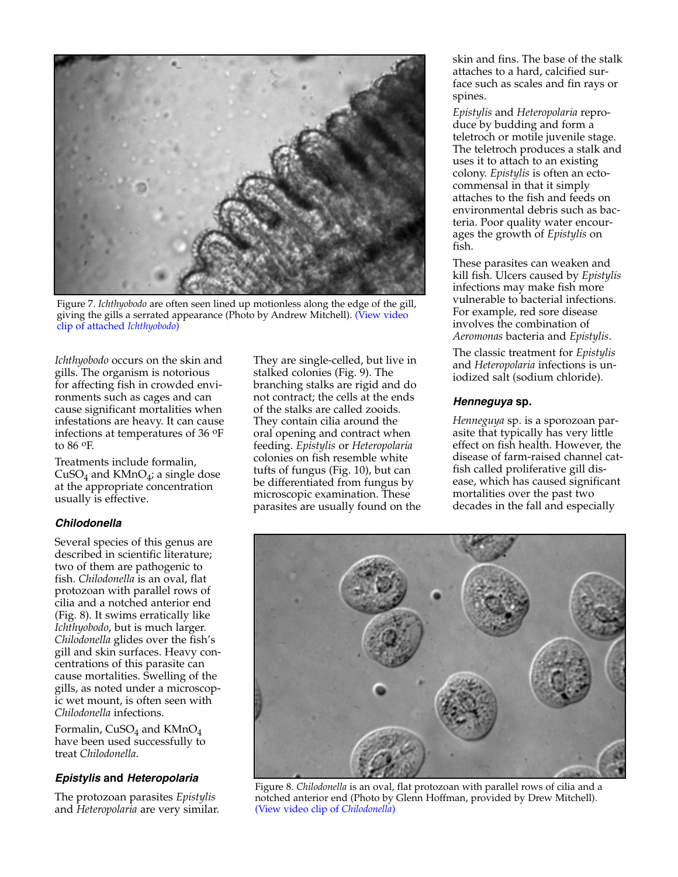Figure 7. *Ichthyobodo* are often seen lined up motionless along the edge of the gill, giving the gills a serrated appearance (Photo by Andrew Mitchell). (View video clip of attached *Ichthyobodo*)

*Ichthyobodo* occurs on the skin and gills. The organism is notorious for affecting fish in crowded environments such as cages and can cause significant mortalities when infestations are heavy. It can cause infections at temperatures of 36 °F to 86 °F.

Treatments include formalin, $CuSO_4$ and $KMnO_4$; a single dose at the appropriate concentration usually is effective.

### *Chilodonella*

Several species of this genus are described in scientific literature; two of them are pathogenic to fish. *Chilodonella* is an oval, flat protozoan with parallel rows of cilia and a notched anterior end (Fig. 8). It swims erratically like *Ichthyobodo*, but is much larger. *Chilodonella* glides over the fish's gill and skin surfaces. Heavy concentrations of this parasite can cause mortalities. Swelling of the gills, as noted under a microscopic wet mount, is often seen with *Chilodonella* infections.

Formalin, $CuSO_4$ and $KMnO_4$ have been used successfully to treat *Chilodonella*.

### *Epistylis* and *Heteropolaria*

The protozoan parasites *Epistylis* and *Heteropolaria* are very similar. They are single-celled, but live in stalked colonies (Fig. 9). The branching stalks are rigid and do not contract; the cells at the ends of the stalks are called zooids. They contain cilia around the oral opening and contract when feeding. *Epistylis* or *Heteropolaria* colonies on fish resemble white tufts of fungus (Fig. 10), but can be differentiated from fungus by microscopic examination. These parasites are usually found on the skin and fins. The base of the stalk attaches to a hard, calcified surface such as scales and fin rays or spines.

*Epistylis* and *Heteropolaria* reproduce by budding and form a teletroch or motile juvenile stage. The teletroch produces a stalk and uses it to attach to an existing colony. *Epistylis* is often an ectocommensal in that it simply attaches to the fish and feeds on environmental debris such as bacteria. Poor quality water encourages the growth of *Epistylis* on fish.

These parasites can weaken and kill fish. Ulcers caused by *Epistylis* infections may make fish more vulnerable to bacterial infections. For example, red sore disease involves the combination of *Aeromonas* bacteria and *Epistylis*.

The classic treatment for *Epistylis* and *Heteropolaria* infections is uniodized salt (sodium chloride).

### *Henneguya* sp.

*Henneguya* sp. is a sporozoan parasite that typically has very little effect on fish health. However, the disease of farm-raised channel catfish called proliferative gill disease, which has caused significant mortalities over the past two decades in the fall and especially

Figure 8. *Chilodonella* is an oval, flat protozoan with parallel rows of cilia and a notched anterior end (Photo by Glenn Hoffman, provided by Drew Mitchell). (View video clip of *Chilodonella*)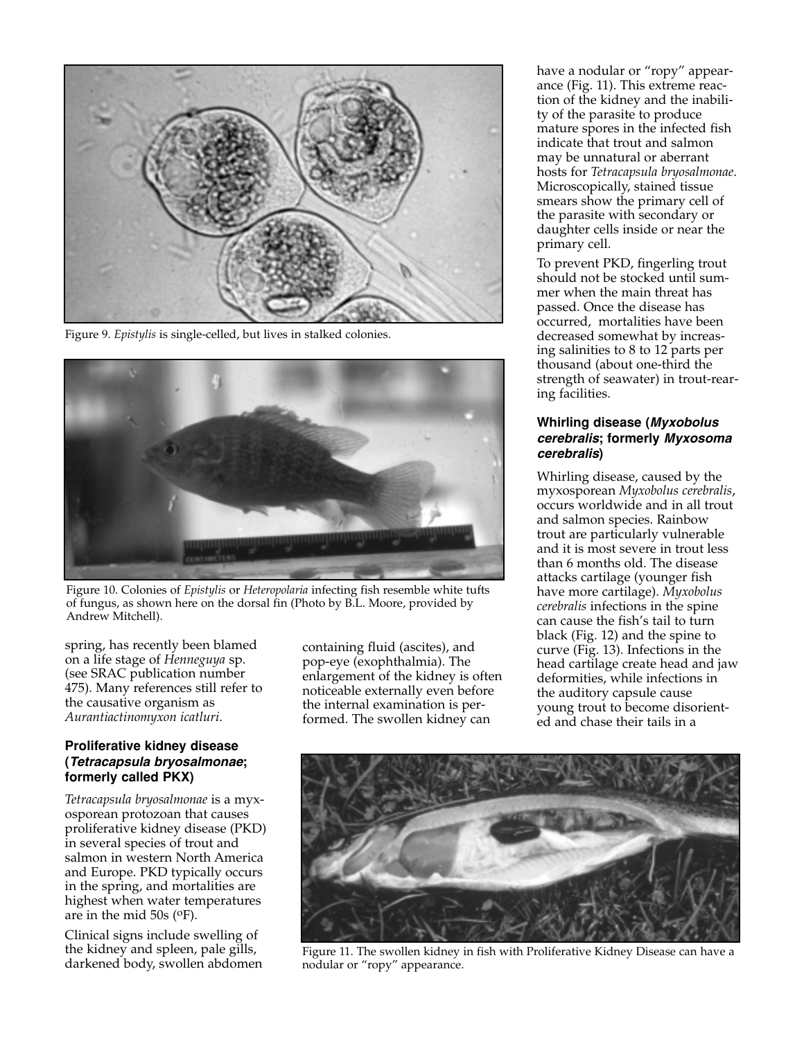Figure 9. *Epistylis* is single-celled, but lives in stalked colonies.

Figure 10. Colonies of *Epistylis* or *Heteropolaria* infecting fish resemble white tufts of fungus, as shown here on the dorsal fin (Photo by B.L. Moore, provided by Andrew Mitchell).

spring, has recently been blamed on a life stage of *Henneguya* sp. (see SRAC publication number 475). Many references still refer to the causative organism as *Aurantiactinomyxon icatluri*.

### Proliferative kidney disease (*Tetracapsula bryosalmonae*; formerly called PKX)

*Tetracapsula bryosalmonae* is a myxosporean protozoan that causes proliferative kidney disease (PKD) in several species of trout and salmon in western North America and Europe. PKD typically occurs in the spring, and mortalities are highest when water temperatures are in the mid 50s (ºF).

Clinical signs include swelling of the kidney and spleen, pale gills, darkened body, swollen abdomen containing fluid (ascites), and pop-eye (exophthalmia). The enlargement of the kidney is often noticeable externally even before the internal examination is performed. The swollen kidney can have a nodular or "ropy" appearance (Fig. 11). This extreme reaction of the kidney and the inability of the parasite to produce mature spores in the infected fish indicate that trout and salmon may be unnatural or aberrant hosts for *Tetracapsula bryosalmonae*. Microscopically, stained tissue smears show the primary cell of the parasite with secondary or daughter cells inside or near the primary cell.

To prevent PKD, fingerling trout should not be stocked until summer when the main threat has passed. Once the disease has occurred, mortalities have been decreased somewhat by increasing salinities to 8 to 12 parts per thousand (about one-third the strength of seawater) in trout-rearing facilities.

### Whirling disease (*Myxobolus cerebralis*; formerly *Myxosoma cerebralis*)

Whirling disease, caused by the myxosporean *Myxobolus cerebralis*, occurs worldwide and in all trout and salmon species. Rainbow trout are particularly vulnerable and it is most severe in trout less than 6 months old. The disease attacks cartilage (younger fish have more cartilage). *Myxobolus cerebralis* infections in the spine can cause the fish's tail to turn black (Fig. 12) and the spine to curve (Fig. 13). Infections in the head cartilage create head and jaw deformities, while infections in the auditory capsule cause young trout to become disoriented and chase their tails in a

Figure 11. The swollen kidney in fish with Proliferative Kidney Disease can have a nodular or "ropy" appearance.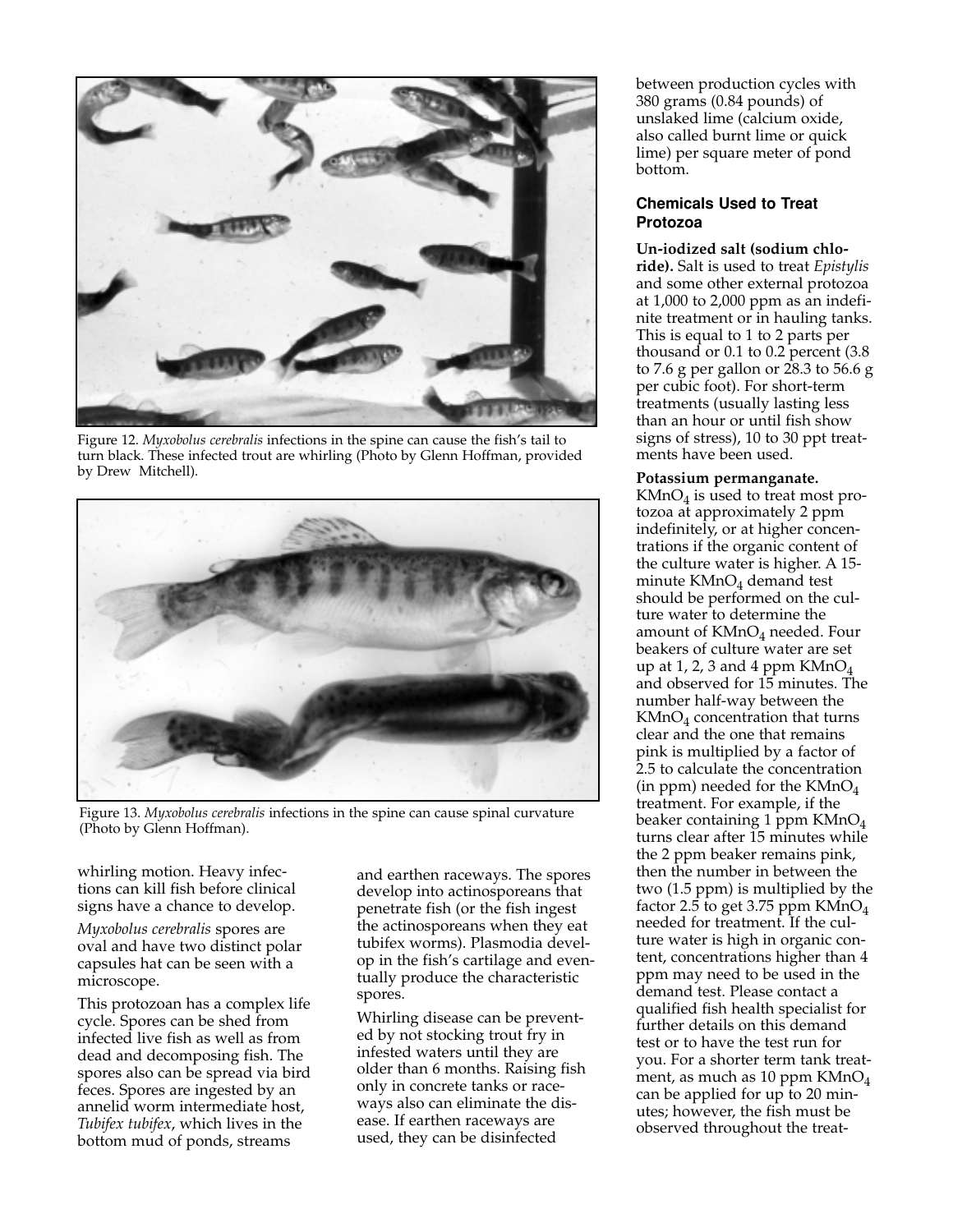Figure 12. *Myxobolus cerebralis* infections in the spine can cause the fish's tail to turn black. These infected trout are whirling (Photo by Glenn Hoffman, provided by Drew Mitchell).

Figure 13. *Myxobolus cerebralis* infections in the spine can cause spinal curvature (Photo by Glenn Hoffman).

whirling motion. Heavy infections can kill fish before clinical signs have a chance to develop.

*Myxobolus cerebralis* spores are oval and have two distinct polar capsules hat can be seen with a microscope.

This protozoan has a complex life cycle. Spores can be shed from infected live fish as well as from dead and decomposing fish. The spores also can be spread via bird feces. Spores are ingested by an annelid worm intermediate host, *Tubifex tubifex*, which lives in the bottom mud of ponds, streams and earthen raceways. The spores develop into actinosporeans that penetrate fish (or the fish ingest the actinosporeans when they eat tubifex worms). Plasmodia develop in the fish's cartilage and eventually produce the characteristic spores.

Whirling disease can be prevented by not stocking trout fry in infested waters until they are older than 6 months. Raising fish only in concrete tanks or raceways also can eliminate the disease. If earthen raceways are used, they can be disinfected between production cycles with 380 grams (0.84 pounds) of unslaked lime (calcium oxide, also called burnt lime or quick lime) per square meter of pond bottom.

### Chemicals Used to Treat Protozoa

**Un-iodized salt (sodium chloride).** Salt is used to treat *Epistylis* and some other external protozoa at 1,000 to 2,000 ppm as an indefinite treatment or in hauling tanks. This is equal to 1 to 2 parts per thousand or 0.1 to 0.2 percent (3.8 to 7.6 g per gallon or 28.3 to 56.6 g per cubic foot). For short-term treatments (usually lasting less than an hour or until fish show signs of stress), 10 to 30 ppt treatments have been used.

**Potassium permanganate.** $KMnO_4$ is used to treat most protozoa at approximately 2 ppm indefinitely, or at higher concentrations if the organic content of the culture water is higher. A 15-minute $KMnO_4$ demand test should be performed on the culture water to determine the amount of $KMnO_4$ needed. Four beakers of culture water are set up at 1, 2, 3 and 4 ppm $KMnO_4$ and observed for 15 minutes. The number half-way between the $KMnO_4$ concentration that turns clear and the one that remains pink is multiplied by a factor of 2.5 to calculate the concentration (in ppm) needed for the $KMnO_4$ treatment. For example, if the beaker containing 1 ppm $KMnO_4$ turns clear after 15 minutes while the 2 ppm beaker remains pink, then the number in between the two (1.5 ppm) is multiplied by the factor 2.5 to get 3.75 ppm $KMnO_4$ needed for treatment. If the culture water is high in organic content, concentrations higher than 4 ppm may need to be used in the demand test. Please contact a qualified fish health specialist for further details on this demand test or to have the test run for you. For a shorter term tank treatment, as much as 10 ppm $KMnO_4$ can be applied for up to 20 minutes; however, the fish must be observed throughout the treat-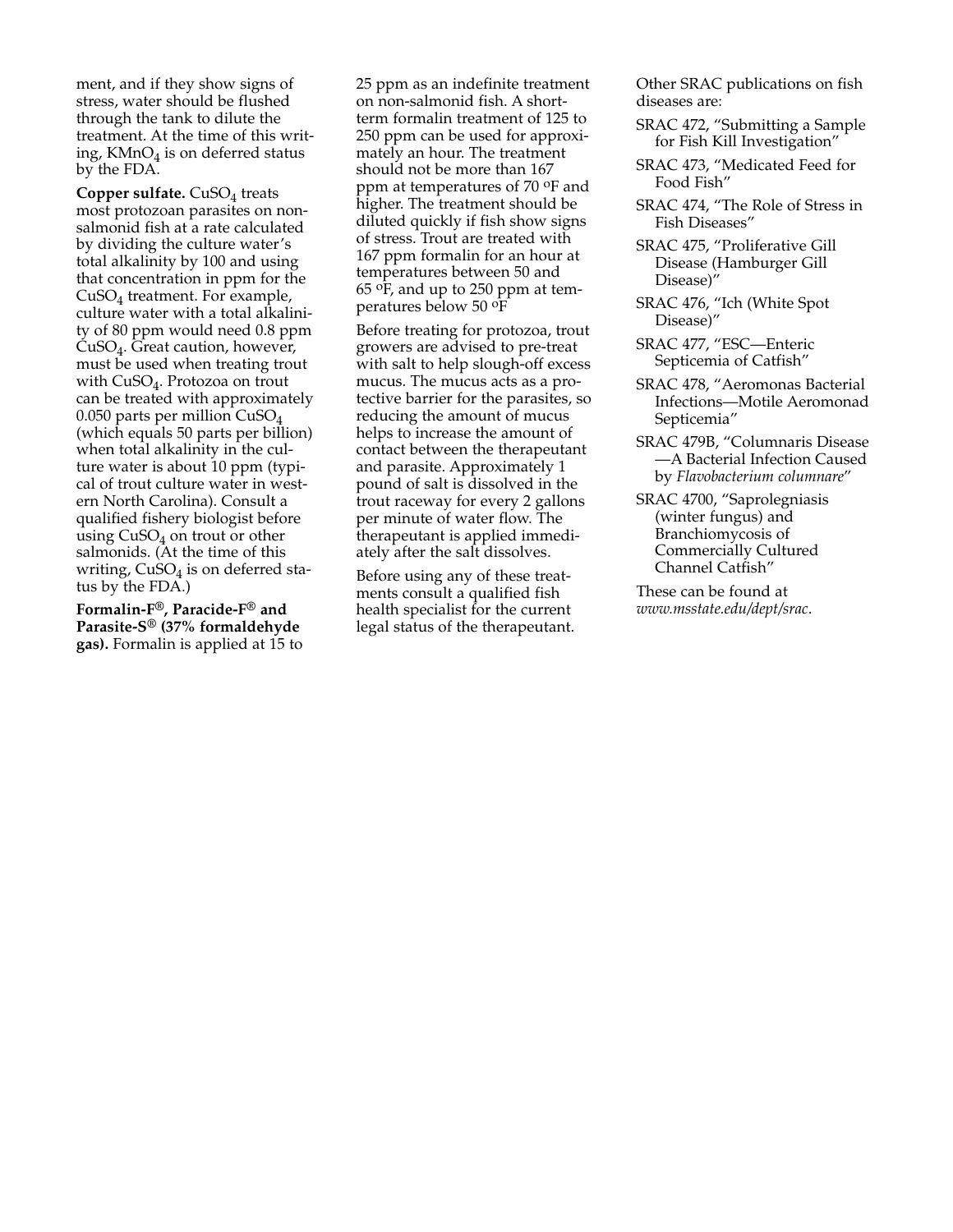ment, and if they show signs of stress, water should be flushed through the tank to dilute the treatment. At the time of this writing, $KMnO_4$ is on deferred status by the FDA.

**Copper sulfate.** $CuSO_4$ treats most protozoan parasites on non-salmonid fish at a rate calculated by dividing the culture water's total alkalinity by 100 and using that concentration in ppm for the $CuSO_4$ treatment. For example, culture water with a total alkalinity of 80 ppm would need 0.8 ppm $CuSO_4$. Great caution, however, must be used when treating trout with $CuSO_4$. Protozoa on trout can be treated with approximately 0.050 parts per million $CuSO_4$ (which equals 50 parts per billion) when total alkalinity in the culture water is about 10 ppm (typical of trout culture water in western North Carolina). Consult a qualified fishery biologist before using $CuSO_4$ on trout or other salmonids. (At the time of this writing, $CuSO_4$ is on deferred status by the FDA.)

**Formalin-F®, Paracide-F® and Parasite-S® (37% formaldehyde gas).** Formalin is applied at 15 to 25 ppm as an indefinite treatment on non-salmonid fish. A short-term formalin treatment of 125 to 250 ppm can be used for approximately an hour. The treatment should not be more than 167 ppm at temperatures of 70 ºF and higher. The treatment should be diluted quickly if fish show signs of stress. Trout are treated with 167 ppm formalin for an hour at temperatures between 50 and 65 ºF, and up to 250 ppm at temperatures below 50 ºF

Before treating for protozoa, trout growers are advised to pre-treat with salt to help slough-off excess mucus. The mucus acts as a protective barrier for the parasites, so reducing the amount of mucus helps to increase the amount of contact between the therapeutant and parasite. Approximately 1 pound of salt is dissolved in the trout raceway for every 2 gallons per minute of water flow. The therapeutant is applied immediately after the salt dissolves.

Before using any of these treatments consult a qualified fish health specialist for the current legal status of the therapeutant.

Other SRAC publications on fish diseases are:

- SRAC 472, "Submitting a Sample for Fish Kill Investigation"
- SRAC 473, "Medicated Feed for Food Fish"
- SRAC 474, "The Role of Stress in Fish Diseases"
- SRAC 475, "Proliferative Gill Disease (Hamburger Gill Disease)"
- SRAC 476, "Ich (White Spot Disease)"
- SRAC 477, "ESC—Enteric Septicemia of Catfish"
- SRAC 478, "Aeromonas Bacterial Infections—Motile Aeromonad Septicemia"
- SRAC 479B, "Columnaris Disease —A Bacterial Infection Caused by *Flavobacterium columnare*"
- SRAC 4700, "Saprolegniasis (winter fungus) and Branchiomycosis of Commercially Cultured Channel Catfish"

These can be found at *www.msstate.edu/dept/srac*.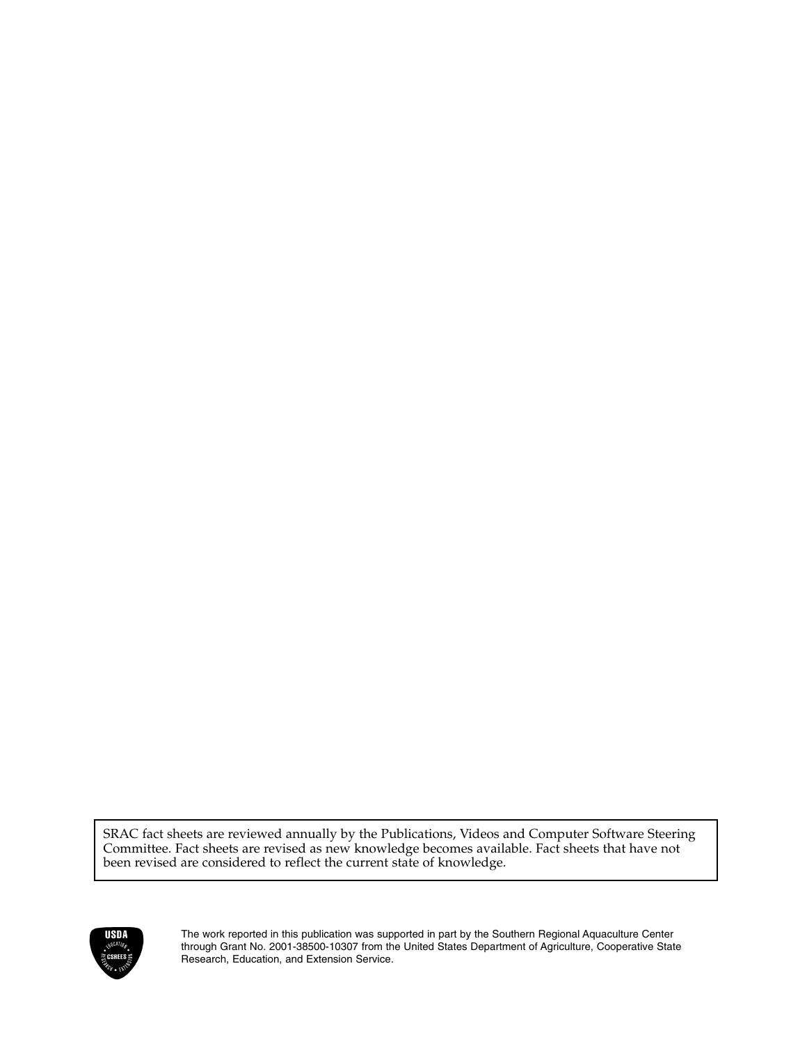SRAC fact sheets are reviewed annually by the Publications, Videos and Computer Software Steering Committee. Fact sheets are revised as new knowledge becomes available. Fact sheets that have not been revised are considered to reflect the current state of knowledge.

The work reported in this publication was supported in part by the Southern Regional Aquaculture Center through Grant No. 2001-38500-10307 from the United States Department of Agriculture, Cooperative State Research, Education, and Extension Service.